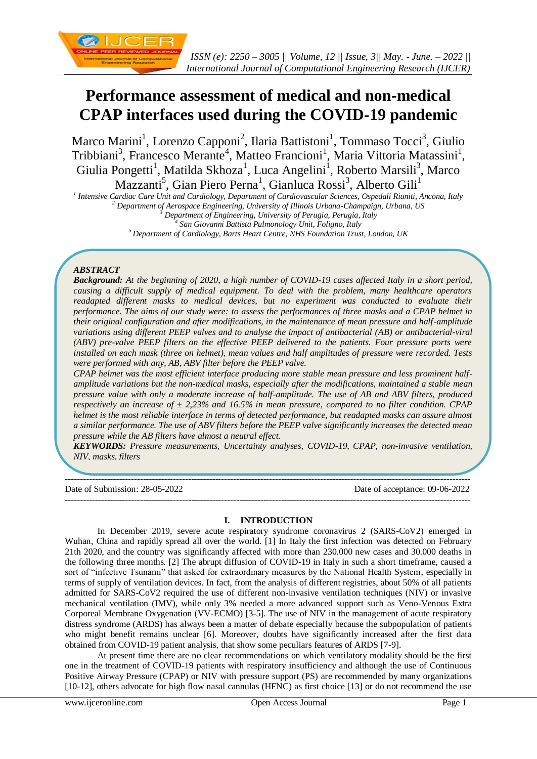# Performance assessment of medical and non-medical CPAP interfaces used during the COVID-19 pandemic

Marco Marini[1], Lorenzo Capponi[2], Ilaria Battistoni[1], Tommaso Tocci[3], Giulio Tribbiani[3], Francesco Merante[4], Matteo Francioni[1], Maria Vittoria Matassini[1], Giulia Pongetti[1], Matilda Skhoza[1], Luca Angelini[1], Roberto Marsili[3], Marco Mazzanti[5], Gian Piero Perna[1], Gianluca Rossi[3], Alberto Gili[1]

*[1] Intensive Cardiac Care Unit and Cardiology, Department of Cardiovascular Sciences, Ospedali Riuniti, Ancona, Italy*
*[2] Department of Aerospace Engineering, University of Illinois Urbana-Champaign, Urbana, US*
*[3] Department of Engineering, University of Perugia, Perugia, Italy*
*[4] San Giovanni Battista Pulmonology Unit, Foligno, Italy*
*[5] Department of Cardiology, Barts Heart Centre, NHS Foundation Trust, London, UK*

***ABSTRACT***

***Background:*** *At the beginning of 2020, a high number of COVID-19 cases affected Italy in a short period, causing a difficult supply of medical equipment. To deal with the problem, many healthcare operators readapted different masks to medical devices, but no experiment was conducted to evaluate their performance. The aims of our study were: to assess the performances of three masks and a CPAP helmet in their original configuration and after modifications, in the maintenance of mean pressure and half-amplitude variations using different PEEP valves and to analyse the impact of antibacterial (AB) or antibacterial-viral (ABV) pre-valve PEEP filters on the effective PEEP delivered to the patients. Four pressure ports were installed on each mask (three on helmet), mean values and half amplitudes of pressure were recorded. Tests were performed with any, AB, ABV filter before the PEEP valve.*

*CPAP helmet was the most efficient interface producing more stable mean pressure and less prominent half-amplitude variations but the non-medical masks, especially after the modifications, maintained a stable mean pressure value with only a moderate increase of half-amplitude. The use of AB and ABV filters, produced respectively an increase of ± 2,23% and 16.5% in mean pressure, compared to no filter condition. CPAP helmet is the most reliable interface in terms of detected performance, but readapted masks can assure almost a similar performance. The use of ABV filters before the PEEP valve significantly increases the detected mean pressure while the AB filters have almost a neutral effect.*

***KEYWORDS:*** *Pressure measurements, Uncertainty analyses, COVID-19, CPAP, non-invasive ventilation, NIV, masks, filters*

---

Date of Submission: 28-05-2022 | Date of acceptance: 09-06-2022

---

## I. INTRODUCTION

In December 2019, severe acute respiratory syndrome coronavirus 2 (SARS-CoV2) emerged in Wuhan, China and rapidly spread all over the world. [1] In Italy the first infection was detected on February 21th 2020, and the country was significantly affected with more than 230.000 new cases and 30.000 deaths in the following three months. [2] The abrupt diffusion of COVID-19 in Italy in such a short timeframe, caused a sort of "infective Tsunami" that asked for extraordinary measures by the National Health System, especially in terms of supply of ventilation devices. In fact, from the analysis of different registries, about 50% of all patients admitted for SARS-CoV2 required the use of different non-invasive ventilation techniques (NIV) or invasive mechanical ventilation (IMV), while only 3% needed a more advanced support such as Veno-Venous Extra Corporeal Membrane Oxygenation (VV-ECMO) [3-5]. The use of NIV in the management of acute respiratory distress syndrome (ARDS) has always been a matter of debate especially because the subpopulation of patients who might benefit remains unclear [6]. Moreover, doubts have significantly increased after the first data obtained from COVID-19 patient analysis, that show some peculiars features of ARDS [7-9].

At present time there are no clear recommendations on which ventilatory modality should be the first one in the treatment of COVID-19 patients with respiratory insufficiency and although the use of Continuous Positive Airway Pressure (CPAP) or NIV with pressure support (PS) are recommended by many organizations [10-12], others advocate for high flow nasal cannulas (HFNC) as first choice [13] or do not recommend the use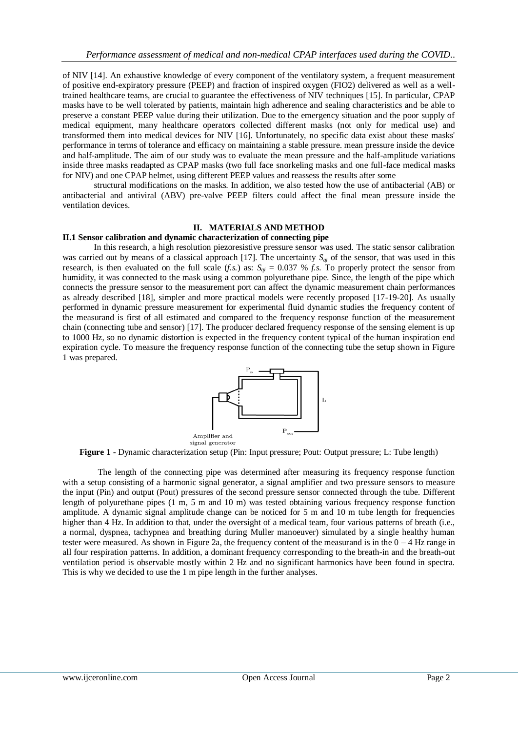of NIV [14]. An exhaustive knowledge of every component of the ventilatory system, a frequent measurement of positive end-expiratory pressure (PEEP) and fraction of inspired oxygen (FIO2) delivered as well as a well-trained healthcare teams, are crucial to guarantee the effectiveness of NIV techniques [15]. In particular, CPAP masks have to be well tolerated by patients, maintain high adherence and sealing characteristics and be able to preserve a constant PEEP value during their utilization. Due to the emergency situation and the poor supply of medical equipment, many healthcare operators collected different masks (not only for medical use) and transformed them into medical devices for NIV [16]. Unfortunately, no specific data exist about these masks' performance in terms of tolerance and efficacy on maintaining a stable pressure. mean pressure inside the device and half-amplitude. The aim of our study was to evaluate the mean pressure and the half-amplitude variations inside three masks readapted as CPAP masks (two full face snorkeling masks and one full-face medical masks for NIV) and one CPAP helmet, using different PEEP values and reassess the results after some structural modifications on the masks. In addition, we also tested how the use of antibacterial (AB) or antibacterial and antiviral (ABV) pre-valve PEEP filters could affect the final mean pressure inside the ventilation devices.

## II. MATERIALS AND METHOD

### II.1 Sensor calibration and dynamic characterization of connecting pipe

In this research, a high resolution piezoresistive pressure sensor was used. The static sensor calibration was carried out by means of a classical approach [17]. The uncertainty $S_{qi}$ of the sensor, that was used in this research, is then evaluated on the full scale (*f.s.*) as: $S_{qi}$ = 0.037 % *f.s.* To properly protect the sensor from humidity, it was connected to the mask using a common polyurethane pipe. Since, the length of the pipe which connects the pressure sensor to the measurement port can affect the dynamic measurement chain performances as already described [18], simpler and more practical models were recently proposed [17-19-20]. As usually performed in dynamic pressure measurement for experimental fluid dynamic studies the frequency content of the measurand is first of all estimated and compared to the frequency response function of the measurement chain (connecting tube and sensor) [17]. The producer declared frequency response of the sensing element is up to 1000 Hz, so no dynamic distortion is expected in the frequency content typical of the human inspiration end expiration cycle. To measure the frequency response function of the connecting tube the setup shown in Figure 1 was prepared.

**Figure 1** - Dynamic characterization setup (Pin: Input pressure; Pout: Output pressure; L: Tube length)

The length of the connecting pipe was determined after measuring its frequency response function with a setup consisting of a harmonic signal generator, a signal amplifier and two pressure sensors to measure the input (Pin) and output (Pout) pressures of the second pressure sensor connected through the tube. Different length of polyurethane pipes (1 m, 5 m and 10 m) was tested obtaining various frequency response function amplitude. A dynamic signal amplitude change can be noticed for 5 m and 10 m tube length for frequencies higher than 4 Hz. In addition to that, under the oversight of a medical team, four various patterns of breath (i.e., a normal, dyspnea, tachypnea and breathing during Muller manoeuver) simulated by a single healthy human tester were measured. As shown in Figure 2a, the frequency content of the measurand is in the 0 – 4 Hz range in all four respiration patterns. In addition, a dominant frequency corresponding to the breath-in and the breath-out ventilation period is observable mostly within 2 Hz and no significant harmonics have been found in spectra. This is why we decided to use the 1 m pipe length in the further analyses.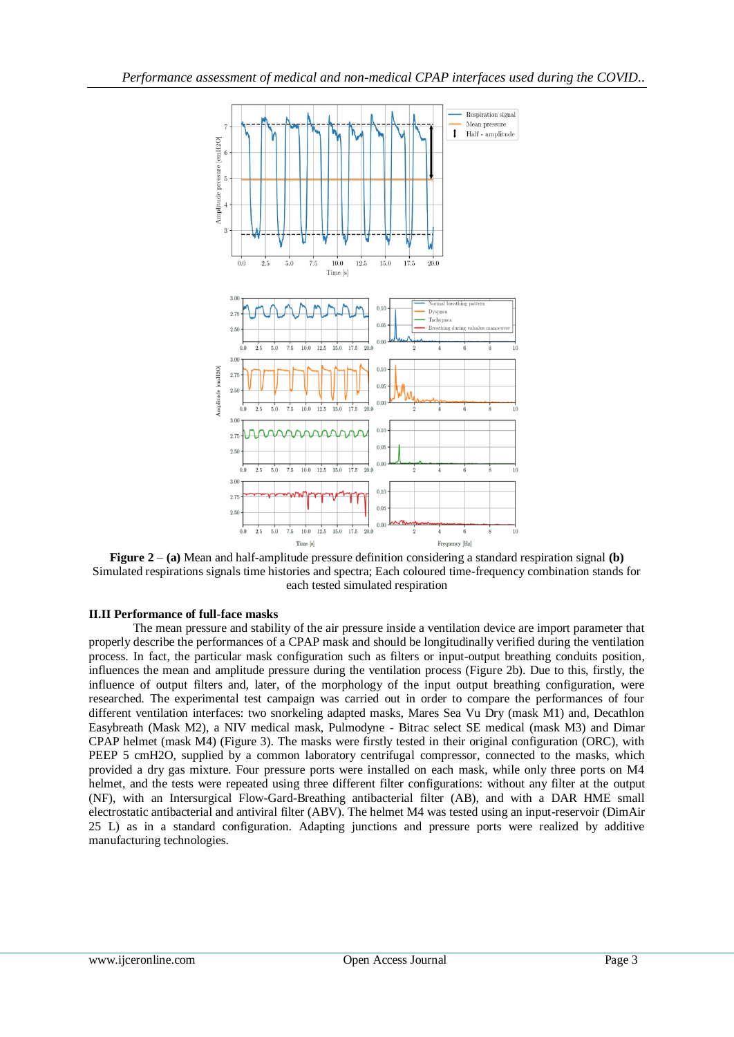**Figure 2** – **(a)** Mean and half-amplitude pressure definition considering a standard respiration signal **(b)** Simulated respirations signals time histories and spectra; Each coloured time-frequency combination stands for each tested simulated respiration

### II.II Performance of full-face masks

The mean pressure and stability of the air pressure inside a ventilation device are import parameter that properly describe the performances of a CPAP mask and should be longitudinally verified during the ventilation process. In fact, the particular mask configuration such as filters or input-output breathing conduits position, influences the mean and amplitude pressure during the ventilation process (Figure 2b). Due to this, firstly, the influence of output filters and, later, of the morphology of the input output breathing configuration, were researched. The experimental test campaign was carried out in order to compare the performances of four different ventilation interfaces: two snorkeling adapted masks, Mares Sea Vu Dry (mask M1) and, Decathlon Easybreath (Mask M2), a NIV medical mask, Pulmodyne - Bitrac select SE medical (mask M3) and Dimar CPAP helmet (mask M4) (Figure 3). The masks were firstly tested in their original configuration (ORC), with PEEP 5 cmH2O, supplied by a common laboratory centrifugal compressor, connected to the masks, which provided a dry gas mixture. Four pressure ports were installed on each mask, while only three ports on M4 helmet, and the tests were repeated using three different filter configurations: without any filter at the output (NF), with an Intersurgical Flow-Gard-Breathing antibacterial filter (AB), and with a DAR HME small electrostatic antibacterial and antiviral filter (ABV). The helmet M4 was tested using an input-reservoir (DimAir 25 L) as in a standard configuration. Adapting junctions and pressure ports were realized by additive manufacturing technologies.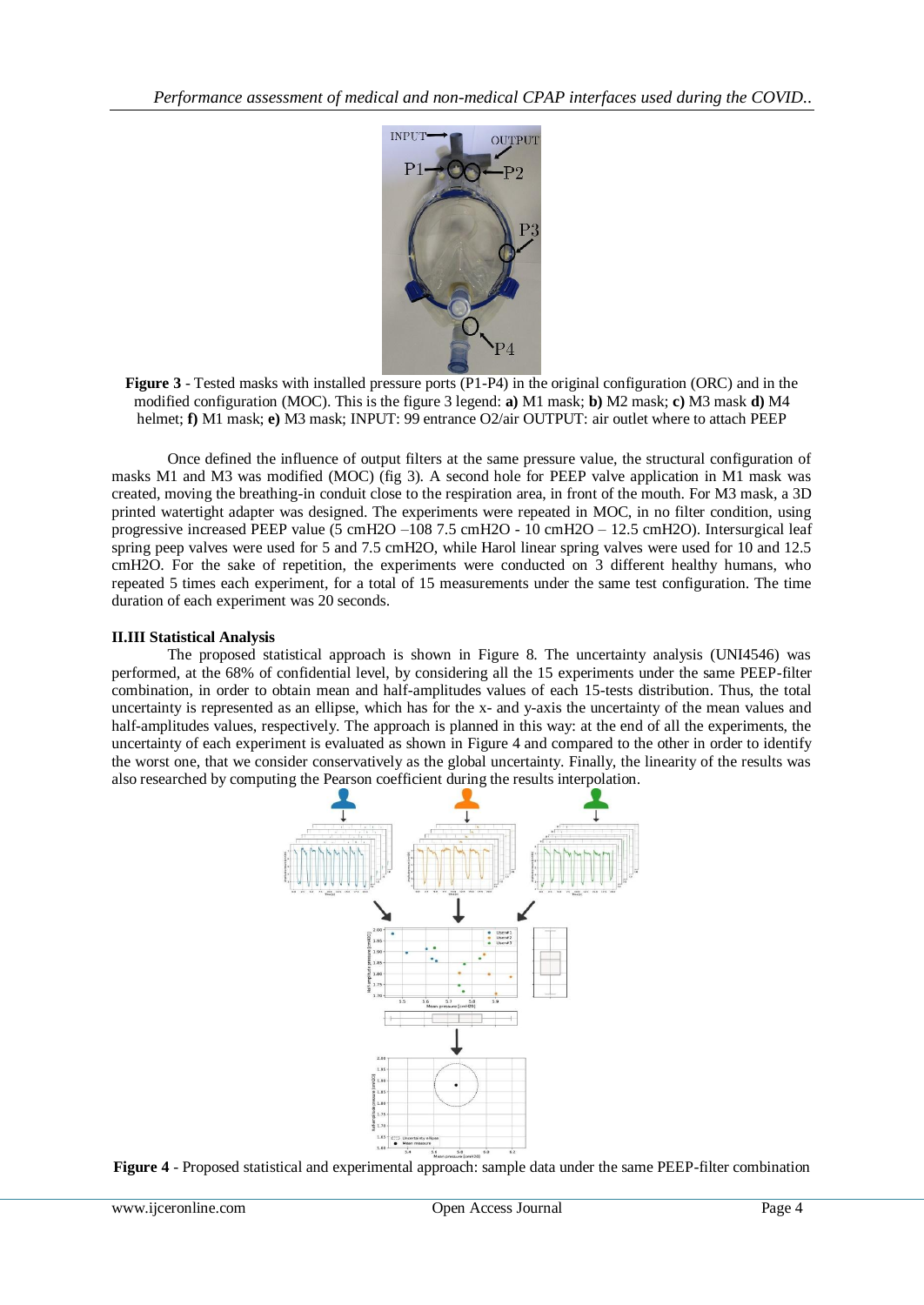**Figure 3** - Tested masks with installed pressure ports (P1-P4) in the original configuration (ORC) and in the modified configuration (MOC). This is the figure 3 legend: **a)** M1 mask; **b)** M2 mask; **c)** M3 mask **d)** M4 helmet; **f)** M1 mask; **e)** M3 mask; INPUT: 99 entrance O2/air OUTPUT: air outlet where to attach PEEP

Once defined the influence of output filters at the same pressure value, the structural configuration of masks M1 and M3 was modified (MOC) (fig 3). A second hole for PEEP valve application in M1 mask was created, moving the breathing-in conduit close to the respiration area, in front of the mouth. For M3 mask, a 3D printed watertight adapter was designed. The experiments were repeated in MOC, in no filter condition, using progressive increased PEEP value (5 cmH2O –108 7.5 cmH2O - 10 cmH2O – 12.5 cmH2O). Intersurgical leaf spring peep valves were used for 5 and 7.5 cmH2O, while Harol linear spring valves were used for 10 and 12.5 cmH2O. For the sake of repetition, the experiments were conducted on 3 different healthy humans, who repeated 5 times each experiment, for a total of 15 measurements under the same test configuration. The time duration of each experiment was 20 seconds.

### II.III Statistical Analysis

The proposed statistical approach is shown in Figure 8. The uncertainty analysis (UNI4546) was performed, at the 68% of confidential level, by considering all the 15 experiments under the same PEEP-filter combination, in order to obtain mean and half-amplitudes values of each 15-tests distribution. Thus, the total uncertainty is represented as an ellipse, which has for the x- and y-axis the uncertainty of the mean values and half-amplitudes values, respectively. The approach is planned in this way: at the end of all the experiments, the uncertainty of each experiment is evaluated as shown in Figure 4 and compared to the other in order to identify the worst one, that we consider conservatively as the global uncertainty. Finally, the linearity of the results was also researched by computing the Pearson coefficient during the results interpolation.

**Figure 4** - Proposed statistical and experimental approach: sample data under the same PEEP-filter combination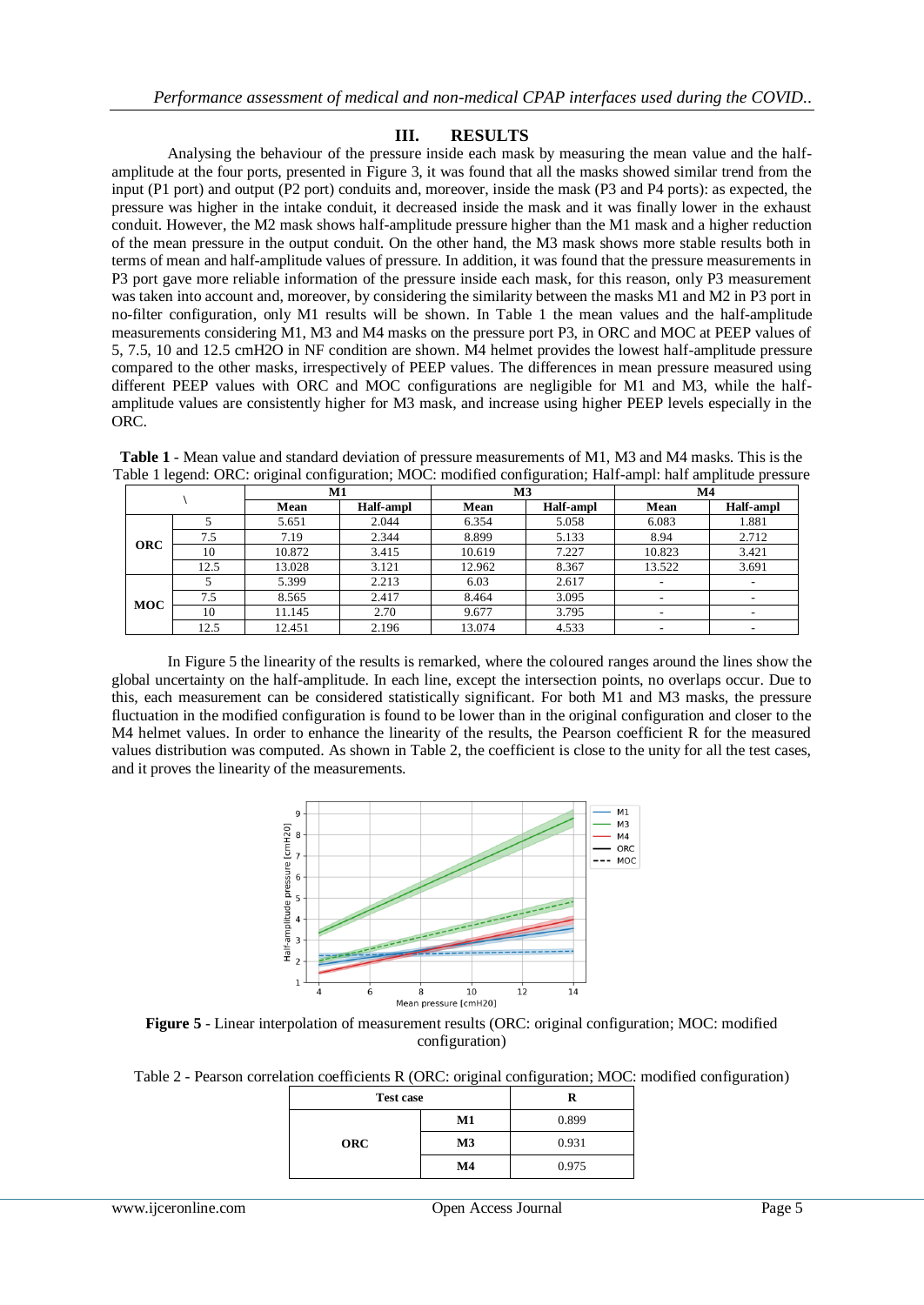## III. RESULTS

Analysing the behaviour of the pressure inside each mask by measuring the mean value and the half-amplitude at the four ports, presented in Figure 3, it was found that all the masks showed similar trend from the input (P1 port) and output (P2 port) conduits and, moreover, inside the mask (P3 and P4 ports): as expected, the pressure was higher in the intake conduit, it decreased inside the mask and it was finally lower in the exhaust conduit. However, the M2 mask shows half-amplitude pressure higher than the M1 mask and a higher reduction of the mean pressure in the output conduit. On the other hand, the M3 mask shows more stable results both in terms of mean and half-amplitude values of pressure. In addition, it was found that the pressure measurements in P3 port gave more reliable information of the pressure inside each mask, for this reason, only P3 measurement was taken into account and, moreover, by considering the similarity between the masks M1 and M2 in P3 port in no-filter configuration, only M1 results will be shown. In Table 1 the mean values and the half-amplitude measurements considering M1, M3 and M4 masks on the pressure port P3, in ORC and MOC at PEEP values of 5, 7.5, 10 and 12.5 cmH2O in NF condition are shown. M4 helmet provides the lowest half-amplitude pressure compared to the other masks, irrespectively of PEEP values. The differences in mean pressure measured using different PEEP values with ORC and MOC configurations are negligible for M1 and M3, while the half-amplitude values are consistently higher for M3 mask, and increase using higher PEEP levels especially in the ORC.

**Table 1** - Mean value and standard deviation of pressure measurements of M1, M3 and M4 masks. This is the Table 1 legend: ORC: original configuration; MOC: modified configuration; Half-ampl: half amplitude pressure

| \ | | M1 | | M3 | | M4 | |
|---|---|---|---|---|---|---|---|
| | | **Mean** | **Half-ampl** | **Mean** | **Half-ampl** | **Mean** | **Half-ampl** |
| **ORC** | 5 | 5.651 | 2.044 | 6.354 | 5.058 | 6.083 | 1.881 |
| | 7.5 | 7.19 | 2.344 | 8.899 | 5.133 | 8.94 | 2.712 |
| | 10 | 10.872 | 3.415 | 10.619 | 7.227 | 10.823 | 3.421 |
| | 12.5 | 13.028 | 3.121 | 12.962 | 8.367 | 13.522 | 3.691 |
| **MOC** | 5 | 5.399 | 2.213 | 6.03 | 2.617 | - | - |
| | 7.5 | 8.565 | 2.417 | 8.464 | 3.095 | - | - |
| | 10 | 11.145 | 2.70 | 9.677 | 3.795 | - | - |
| | 12.5 | 12.451 | 2.196 | 13.074 | 4.533 | - | - |

In Figure 5 the linearity of the results is remarked, where the coloured ranges around the lines show the global uncertainty on the half-amplitude. In each line, except the intersection points, no overlaps occur. Due to this, each measurement can be considered statistically significant. For both M1 and M3 masks, the pressure fluctuation in the modified configuration is found to be lower than in the original configuration and closer to the M4 helmet values. In order to enhance the linearity of the results, the Pearson coefficient R for the measured values distribution was computed. As shown in Table 2, the coefficient is close to the unity for all the test cases, and it proves the linearity of the measurements.

**Figure 5** - Linear interpolation of measurement results (ORC: original configuration; MOC: modified configuration)

Table 2 - Pearson correlation coefficients R (ORC: original configuration; MOC: modified configuration)

| **Test case** | | **R** |
|---|---|---|
| **ORC** | **M1** | 0.899 |
| | **M3** | 0.931 |
| | **M4** | 0.975 |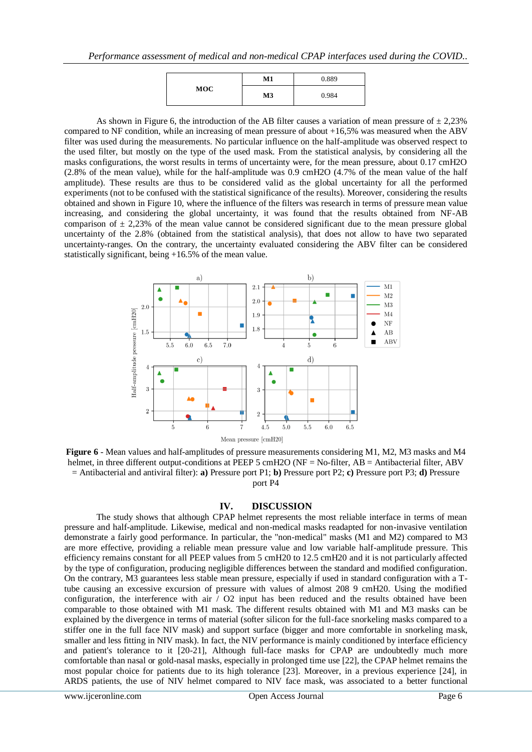| MOC | M1 | 0.889 |
|---|---|---|
| | M3 | 0.984 |

As shown in Figure 6, the introduction of the AB filter causes a variation of mean pressure of ± 2,23% compared to NF condition, while an increasing of mean pressure of about +16,5% was measured when the ABV filter was used during the measurements. No particular influence on the half-amplitude was observed respect to the used filter, but mostly on the type of the used mask. From the statistical analysis, by considering all the masks configurations, the worst results in terms of uncertainty were, for the mean pressure, about 0.17 cmH2O (2.8% of the mean value), while for the half-amplitude was 0.9 cmH2O (4.7% of the mean value of the half amplitude). These results are thus to be considered valid as the global uncertainty for all the performed experiments (not to be confused with the statistical significance of the results). Moreover, considering the results obtained and shown in Figure 10, where the influence of the filters was research in terms of pressure mean value increasing, and considering the global uncertainty, it was found that the results obtained from NF-AB comparison of ± 2,23% of the mean value cannot be considered significant due to the mean pressure global uncertainty of the 2.8% (obtained from the statistical analysis), that does not allow to have two separated uncertainty-ranges. On the contrary, the uncertainty evaluated considering the ABV filter can be considered statistically significant, being +16.5% of the mean value.

**Figure 6** - Mean values and half-amplitudes of pressure measurements considering M1, M2, M3 masks and M4 helmet, in three different output-conditions at PEEP 5 cmH2O (NF = No-filter, AB = Antibacterial filter, ABV = Antibacterial and antiviral filter): **a)** Pressure port P1; **b)** Pressure port P2; **c)** Pressure port P3; **d)** Pressure port P4

## IV. DISCUSSION

The study shows that although CPAP helmet represents the most reliable interface in terms of mean pressure and half-amplitude. Likewise, medical and non-medical masks readapted for non-invasive ventilation demonstrate a fairly good performance. In particular, the "non-medical" masks (M1 and M2) compared to M3 are more effective, providing a reliable mean pressure value and low variable half-amplitude pressure. This efficiency remains constant for all PEEP values from 5 cmH20 to 12.5 cmH20 and it is not particularly affected by the type of configuration, producing negligible differences between the standard and modified configuration. On the contrary, M3 guarantees less stable mean pressure, especially if used in standard configuration with a T-tube causing an excessive excursion of pressure with values of almost 208 9 cmH20. Using the modified configuration, the interference with air / O2 input has been reduced and the results obtained have been comparable to those obtained with M1 mask. The different results obtained with M1 and M3 masks can be explained by the divergence in terms of material (softer silicon for the full-face snorkeling masks compared to a stiffer one in the full face NIV mask) and support surface (bigger and more comfortable in snorkeling mask, smaller and less fitting in NIV mask). In fact, the NIV performance is mainly conditioned by interface efficiency and patient's tolerance to it [20-21], Although full-face masks for CPAP are undoubtedly much more comfortable than nasal or gold-nasal masks, especially in prolonged time use [22], the CPAP helmet remains the most popular choice for patients due to its high tolerance [23]. Moreover, in a previous experience [24], in ARDS patients, the use of NIV helmet compared to NIV face mask, was associated to a better functional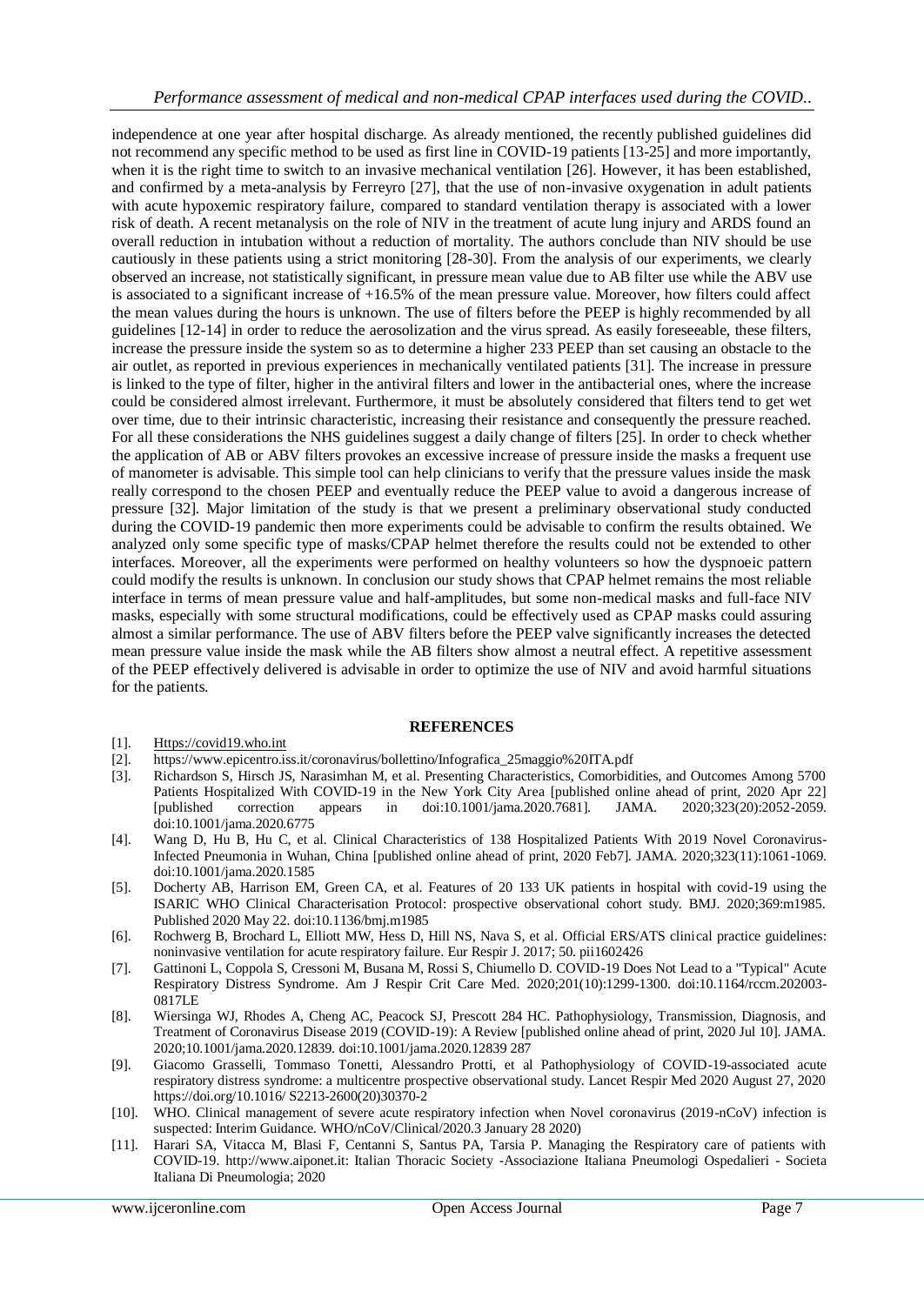independence at one year after hospital discharge. As already mentioned, the recently published guidelines did not recommend any specific method to be used as first line in COVID-19 patients [13-25] and more importantly, when it is the right time to switch to an invasive mechanical ventilation [26]. However, it has been established, and confirmed by a meta-analysis by Ferreyro [27], that the use of non-invasive oxygenation in adult patients with acute hypoxemic respiratory failure, compared to standard ventilation therapy is associated with a lower risk of death. A recent metanalysis on the role of NIV in the treatment of acute lung injury and ARDS found an overall reduction in intubation without a reduction of mortality. The authors conclude than NIV should be use cautiously in these patients using a strict monitoring [28-30]. From the analysis of our experiments, we clearly observed an increase, not statistically significant, in pressure mean value due to AB filter use while the ABV use is associated to a significant increase of +16.5% of the mean pressure value. Moreover, how filters could affect the mean values during the hours is unknown. The use of filters before the PEEP is highly recommended by all guidelines [12-14] in order to reduce the aerosolization and the virus spread. As easily foreseeable, these filters, increase the pressure inside the system so as to determine a higher 233 PEEP than set causing an obstacle to the air outlet, as reported in previous experiences in mechanically ventilated patients [31]. The increase in pressure is linked to the type of filter, higher in the antiviral filters and lower in the antibacterial ones, where the increase could be considered almost irrelevant. Furthermore, it must be absolutely considered that filters tend to get wet over time, due to their intrinsic characteristic, increasing their resistance and consequently the pressure reached. For all these considerations the NHS guidelines suggest a daily change of filters [25]. In order to check whether the application of AB or ABV filters provokes an excessive increase of pressure inside the masks a frequent use of manometer is advisable. This simple tool can help clinicians to verify that the pressure values inside the mask really correspond to the chosen PEEP and eventually reduce the PEEP value to avoid a dangerous increase of pressure [32]. Major limitation of the study is that we present a preliminary observational study conducted during the COVID-19 pandemic then more experiments could be advisable to confirm the results obtained. We analyzed only some specific type of masks/CPAP helmet therefore the results could not be extended to other interfaces. Moreover, all the experiments were performed on healthy volunteers so how the dyspnoeic pattern could modify the results is unknown. In conclusion our study shows that CPAP helmet remains the most reliable interface in terms of mean pressure value and half-amplitudes, but some non-medical masks and full-face NIV masks, especially with some structural modifications, could be effectively used as CPAP masks could assuring almost a similar performance. The use of ABV filters before the PEEP valve significantly increases the detected mean pressure value inside the mask while the AB filters show almost a neutral effect. A repetitive assessment of the PEEP effectively delivered is advisable in order to optimize the use of NIV and avoid harmful situations for the patients.

## REFERENCES

[1]. Https://covid19.who.int

[2]. https://www.epicentro.iss.it/coronavirus/bollettino/Infografica_25maggio%20ITA.pdf

[3]. Richardson S, Hirsch JS, Narasimhan M, et al. Presenting Characteristics, Comorbidities, and Outcomes Among 5700 Patients Hospitalized With COVID-19 in the New York City Area [published online ahead of print, 2020 Apr 22] [published correction appears in doi:10.1001/jama.2020.7681]. JAMA. 2020;323(20):2052-2059. doi:10.1001/jama.2020.6775

[4]. Wang D, Hu B, Hu C, et al. Clinical Characteristics of 138 Hospitalized Patients With 2019 Novel Coronavirus-Infected Pneumonia in Wuhan, China [published online ahead of print, 2020 Feb7]. JAMA. 2020;323(11):1061-1069. doi:10.1001/jama.2020.1585

[5]. Docherty AB, Harrison EM, Green CA, et al. Features of 20 133 UK patients in hospital with covid-19 using the ISARIC WHO Clinical Characterisation Protocol: prospective observational cohort study. BMJ. 2020;369:m1985. Published 2020 May 22. doi:10.1136/bmj.m1985

[6]. Rochwerg B, Brochard L, Elliott MW, Hess D, Hill NS, Nava S, et al. Official ERS/ATS clinical practice guidelines: noninvasive ventilation for acute respiratory failure. Eur Respir J. 2017; 50. pii1602426

[7]. Gattinoni L, Coppola S, Cressoni M, Busana M, Rossi S, Chiumello D. COVID-19 Does Not Lead to a "Typical" Acute Respiratory Distress Syndrome. Am J Respir Crit Care Med. 2020;201(10):1299-1300. doi:10.1164/rccm.202003-0817LE

[8]. Wiersinga WJ, Rhodes A, Cheng AC, Peacock SJ, Prescott 284 HC. Pathophysiology, Transmission, Diagnosis, and Treatment of Coronavirus Disease 2019 (COVID-19): A Review [published online ahead of print, 2020 Jul 10]. JAMA. 2020;10.1001/jama.2020.12839. doi:10.1001/jama.2020.12839 287

[9]. Giacomo Grasselli, Tommaso Tonetti, Alessandro Protti, et al Pathophysiology of COVID-19-associated acute respiratory distress syndrome: a multicentre prospective observational study. Lancet Respir Med 2020 August 27, 2020 https://doi.org/10.1016/ S2213-2600(20)30370-2

[10]. WHO. Clinical management of severe acute respiratory infection when Novel coronavirus (2019-nCoV) infection is suspected: Interim Guidance. WHO/nCoV/Clinical/2020.3 January 28 2020)

[11]. Harari SA, Vitacca M, Blasi F, Centanni S, Santus PA, Tarsia P. Managing the Respiratory care of patients with COVID-19. http://www.aiponet.it: Italian Thoracic Society -Associazione Italiana Pneumologi Ospedalieri - Societa Italiana Di Pneumologia; 2020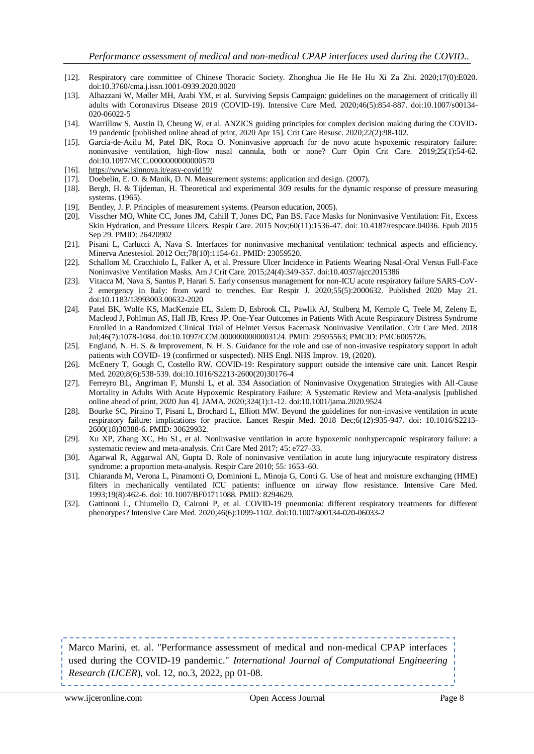[12]. Respiratory care committee of Chinese Thoracic Society. Zhonghua Jie He He Hu Xi Za Zhi. 2020;17(0):E020. doi:10.3760/cma.j.issn.1001-0939.2020.0020

[13]. Alhazzani W, Møller MH, Arabi YM, et al. Surviving Sepsis Campaign: guidelines on the management of critically ill adults with Coronavirus Disease 2019 (COVID-19). Intensive Care Med. 2020;46(5):854-887. doi:10.1007/s00134-020-06022-5

[14]. Warrillow S, Austin D, Cheung W, et al. ANZICS guiding principles for complex decision making during the COVID-19 pandemic [published online ahead of print, 2020 Apr 15]. Crit Care Resusc. 2020;22(2):98-102.

[15]. García-de-Acilu M, Patel BK, Roca O. Noninvasive approach for de novo acute hypoxemic respiratory failure: noninvasive ventilation, high-flow nasal cannula, both or none? Curr Opin Crit Care. 2019;25(1):54-62. doi:10.1097/MCC.0000000000000570

[16]. https://www.isinnova.it/easy-covid19/

[17]. Doebelin, E. O. & Manik, D. N. Measurement systems: application and design. (2007).

[18]. Bergh, H. & Tijdeman, H. Theoretical and experimental 309 results for the dynamic response of pressure measuring systems. (1965).

[19]. Bentley, J. P. Principles of measurement systems. (Pearson education, 2005).

[20]. Visscher MO, White CC, Jones JM, Cahill T, Jones DC, Pan BS. Face Masks for Noninvasive Ventilation: Fit, Excess Skin Hydration, and Pressure Ulcers. Respir Care. 2015 Nov;60(11):1536-47. doi: 10.4187/respcare.04036. Epub 2015 Sep 29. PMID: 26420902

[21]. Pisani L, Carlucci A, Nava S. Interfaces for noninvasive mechanical ventilation: technical aspects and efficiency. Minerva Anestesiol. 2012 Oct;78(10):1154-61. PMID: 23059520.

[22]. Schallom M, Cracchiolo L, Falker A, et al. Pressure Ulcer Incidence in Patients Wearing Nasal-Oral Versus Full-Face Noninvasive Ventilation Masks. Am J Crit Care. 2015;24(4):349-357. doi:10.4037/ajcc2015386

[23]. Vitacca M, Nava S, Santus P, Harari S. Early consensus management for non-ICU acute respiratory failure SARS-CoV-2 emergency in Italy: from ward to trenches. Eur Respir J. 2020;55(5):2000632. Published 2020 May 21. doi:10.1183/13993003.00632-2020

[24]. Patel BK, Wolfe KS, MacKenzie EL, Salem D, Esbrook CL, Pawlik AJ, Stulberg M, Kemple C, Teele M, Zeleny E, Macleod J, Pohlman AS, Hall JB, Kress JP. One-Year Outcomes in Patients With Acute Respiratory Distress Syndrome Enrolled in a Randomized Clinical Trial of Helmet Versus Facemask Noninvasive Ventilation. Crit Care Med. 2018 Jul;46(7):1078-1084. doi:10.1097/CCM.0000000000003124. PMID: 29595563; PMCID: PMC6005726.

[25]. England, N. H. S. & Improvement, N. H. S. Guidance for the role and use of non-invasive respiratory support in adult patients with COVID- 19 (confirmed or suspected). NHS Engl. NHS Improv. 19, (2020).

[26]. McEnery T, Gough C, Costello RW. COVID-19: Respiratory support outside the intensive care unit. Lancet Respir Med. 2020;8(6):538-539. doi:10.1016/S2213-2600(20)30176-4

[27]. Ferreyro BL, Angriman F, Munshi L, et al. 334 Association of Noninvasive Oxygenation Strategies with All-Cause Mortality in Adults With Acute Hypoxemic Respiratory Failure: A Systematic Review and Meta-analysis [published online ahead of print, 2020 Jun 4]. JAMA. 2020;324(1):1-12. doi:10.1001/jama.2020.9524

[28]. Bourke SC, Piraino T, Pisani L, Brochard L, Elliott MW. Beyond the guidelines for non-invasive ventilation in acute respiratory failure: implications for practice. Lancet Respir Med. 2018 Dec;6(12):935-947. doi: 10.1016/S2213-2600(18)30388-6. PMID: 30629932.

[29]. Xu XP, Zhang XC, Hu SL, et al. Noninvasive ventilation in acute hypoxemic nonhypercapnic respiratory failure: a systematic review and meta-analysis. Crit Care Med 2017; 45: e727–33.

[30]. Agarwal R, Aggarwal AN, Gupta D. Role of noninvasive ventilation in acute lung injury/acute respiratory distress syndrome: a proportion meta-analysis. Respir Care 2010; 55: 1653–60.

[31]. Chiaranda M, Verona L, Pinamonti O, Dominioni L, Minoja G, Conti G. Use of heat and moisture exchanging (HME) filters in mechanically ventilated ICU patients: influence on airway flow resistance. Intensive Care Med. 1993;19(8):462-6. doi: 10.1007/BF01711088. PMID: 8294629.

[32]. Gattinoni L, Chiumello D, Caironi P, et al. COVID-19 pneumonia: different respiratory treatments for different phenotypes? Intensive Care Med. 2020;46(6):1099-1102. doi:10.1007/s00134-020-06033-2

Marco Marini, et. al. "Performance assessment of medical and non-medical CPAP interfaces used during the COVID-19 pandemic." *International Journal of Computational Engineering Research (IJCER*), vol. 12, no.3, 2022, pp 01-08.